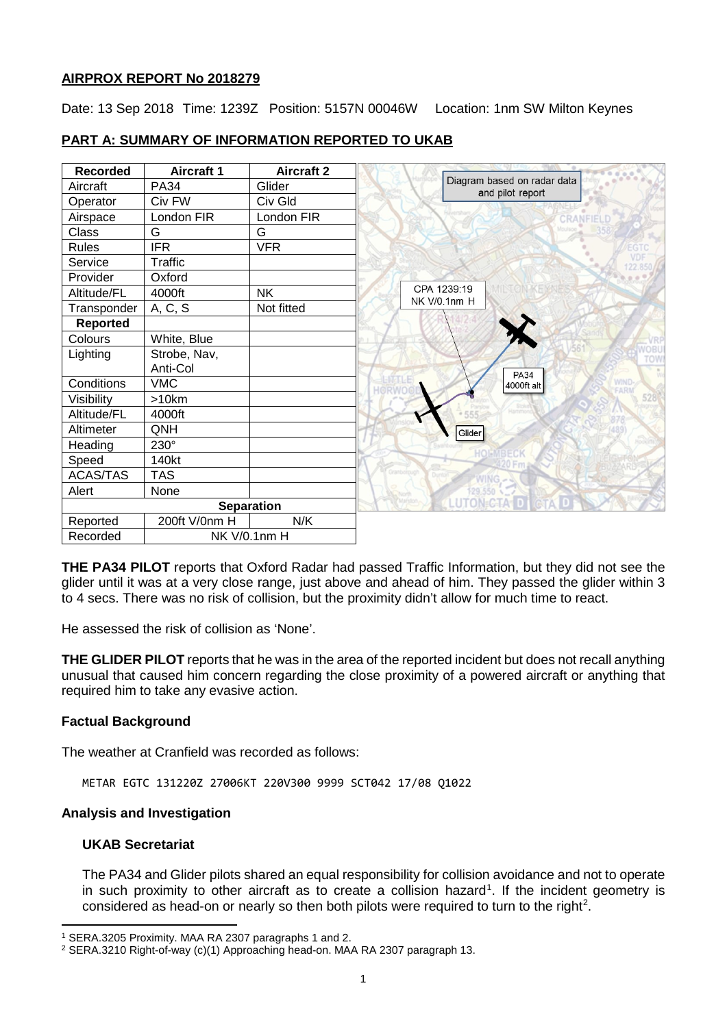**AIRPROX REPORT No 2018279**

Date: 13 Sep 2018 Time: 1239Z Position: 5157N 00046W Location: 1nm SW Milton Keynes

**PART A: SUMMARY OF INFORMATION REPORTED TO UKAB**

| Recorded | Aircraft 1 | Aircraft 2 |
|---|---|---|
| Aircraft | PA34 | Glider |
| Operator | Civ FW | Civ Gld |
| Airspace | London FIR | London FIR |
| Class | G | G |
| Rules | IFR | VFR |
| Service | Traffic | |
| Provider | Oxford | |
| Altitude/FL | 4000ft | NK |
| Transponder | A, C, S | Not fitted |
| **Reported** | | |
| Colours | White, Blue | |
| Lighting | Strobe, Nav, Anti-Col | |
| Conditions | VMC | |
| Visibility | >10km | |
| Altitude/FL | 4000ft | |
| Altimeter | QNH | |
| Heading | 230° | |
| Speed | 140kt | |
| ACAS/TAS | TAS | |
| Alert | None | |
| **Separation** | | |
| Reported | 200ft V/0nm H | N/K |
| Recorded | NK V/0.1nm H | |

Diagram based on radar data and pilot report

CPA 1239:19
NK V/0.1nm H

PA34
4000ft alt

Glider

**THE PA34 PILOT** reports that Oxford Radar had passed Traffic Information, but they did not see the glider until it was at a very close range, just above and ahead of him. They passed the glider within 3 to 4 secs. There was no risk of collision, but the proximity didn't allow for much time to react.

He assessed the risk of collision as 'None'.

**THE GLIDER PILOT** reports that he was in the area of the reported incident but does not recall anything unusual that caused him concern regarding the close proximity of a powered aircraft or anything that required him to take any evasive action.

### Factual Background

The weather at Cranfield was recorded as follows:

```
METAR EGTC 131220Z 27006KT 220V300 9999 SCT042 17/08 Q1022
```

### Analysis and Investigation

#### UKAB Secretariat

The PA34 and Glider pilots shared an equal responsibility for collision avoidance and not to operate in such proximity to other aircraft as to create a collision hazard[1]. If the incident geometry is considered as head-on or nearly so then both pilots were required to turn to the right[2].

[1] SERA.3205 Proximity. MAA RA 2307 paragraphs 1 and 2.
[2] SERA.3210 Right-of-way (c)(1) Approaching head-on. MAA RA 2307 paragraph 13.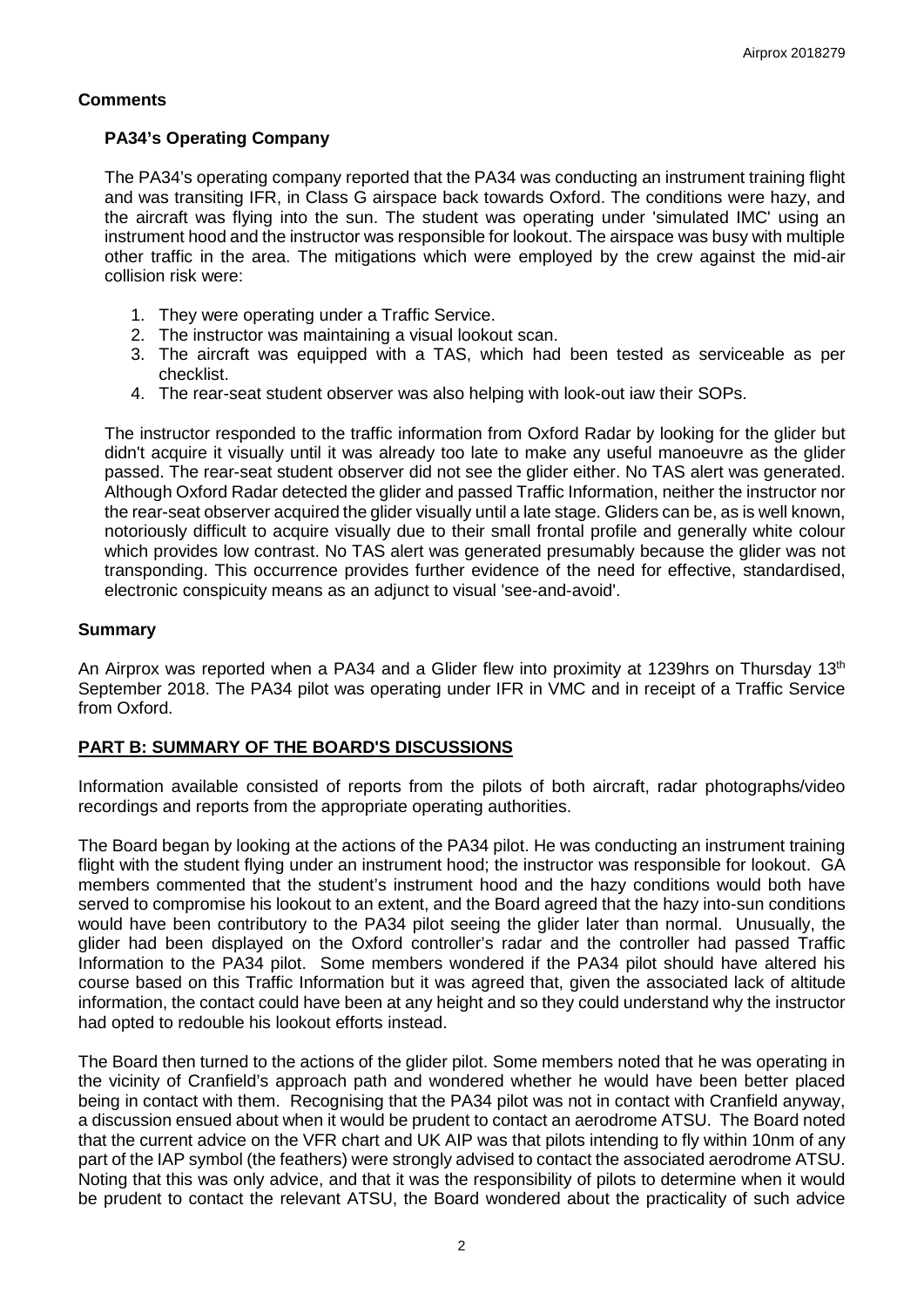## Comments

### PA34's Operating Company

The PA34's operating company reported that the PA34 was conducting an instrument training flight and was transiting IFR, in Class G airspace back towards Oxford. The conditions were hazy, and the aircraft was flying into the sun. The student was operating under 'simulated IMC' using an instrument hood and the instructor was responsible for lookout. The airspace was busy with multiple other traffic in the area. The mitigations which were employed by the crew against the mid-air collision risk were:

1. They were operating under a Traffic Service.
2. The instructor was maintaining a visual lookout scan.
3. The aircraft was equipped with a TAS, which had been tested as serviceable as per checklist.
4. The rear-seat student observer was also helping with look-out iaw their SOPs.

The instructor responded to the traffic information from Oxford Radar by looking for the glider but didn't acquire it visually until it was already too late to make any useful manoeuvre as the glider passed. The rear-seat student observer did not see the glider either. No TAS alert was generated. Although Oxford Radar detected the glider and passed Traffic Information, neither the instructor nor the rear-seat observer acquired the glider visually until a late stage. Gliders can be, as is well known, notoriously difficult to acquire visually due to their small frontal profile and generally white colour which provides low contrast. No TAS alert was generated presumably because the glider was not transponding. This occurrence provides further evidence of the need for effective, standardised, electronic conspicuity means as an adjunct to visual 'see-and-avoid'.

## Summary

An Airprox was reported when a PA34 and a Glider flew into proximity at 1239hrs on Thursday 13th September 2018. The PA34 pilot was operating under IFR in VMC and in receipt of a Traffic Service from Oxford.

## PART B: SUMMARY OF THE BOARD'S DISCUSSIONS

Information available consisted of reports from the pilots of both aircraft, radar photographs/video recordings and reports from the appropriate operating authorities.

The Board began by looking at the actions of the PA34 pilot. He was conducting an instrument training flight with the student flying under an instrument hood; the instructor was responsible for lookout. GA members commented that the student's instrument hood and the hazy conditions would both have served to compromise his lookout to an extent, and the Board agreed that the hazy into-sun conditions would have been contributory to the PA34 pilot seeing the glider later than normal. Unusually, the glider had been displayed on the Oxford controller's radar and the controller had passed Traffic Information to the PA34 pilot. Some members wondered if the PA34 pilot should have altered his course based on this Traffic Information but it was agreed that, given the associated lack of altitude information, the contact could have been at any height and so they could understand why the instructor had opted to redouble his lookout efforts instead.

The Board then turned to the actions of the glider pilot. Some members noted that he was operating in the vicinity of Cranfield's approach path and wondered whether he would have been better placed being in contact with them. Recognising that the PA34 pilot was not in contact with Cranfield anyway, a discussion ensued about when it would be prudent to contact an aerodrome ATSU. The Board noted that the current advice on the VFR chart and UK AIP was that pilots intending to fly within 10nm of any part of the IAP symbol (the feathers) were strongly advised to contact the associated aerodrome ATSU. Noting that this was only advice, and that it was the responsibility of pilots to determine when it would be prudent to contact the relevant ATSU, the Board wondered about the practicality of such advice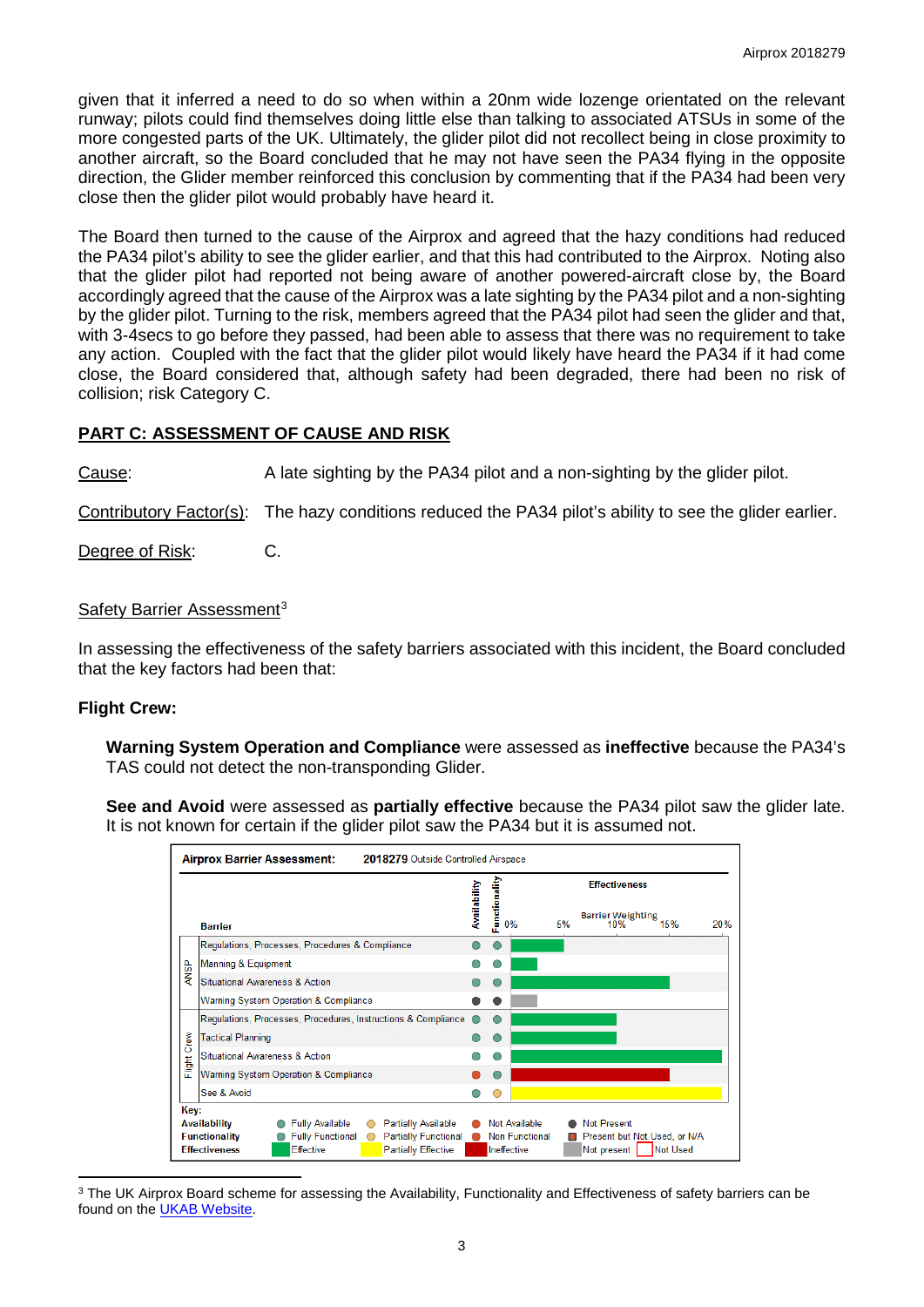given that it inferred a need to do so when within a 20nm wide lozenge orientated on the relevant runway; pilots could find themselves doing little else than talking to associated ATSUs in some of the more congested parts of the UK. Ultimately, the glider pilot did not recollect being in close proximity to another aircraft, so the Board concluded that he may not have seen the PA34 flying in the opposite direction, the Glider member reinforced this conclusion by commenting that if the PA34 had been very close then the glider pilot would probably have heard it.

The Board then turned to the cause of the Airprox and agreed that the hazy conditions had reduced the PA34 pilot's ability to see the glider earlier, and that this had contributed to the Airprox. Noting also that the glider pilot had reported not being aware of another powered-aircraft close by, the Board accordingly agreed that the cause of the Airprox was a late sighting by the PA34 pilot and a non-sighting by the glider pilot. Turning to the risk, members agreed that the PA34 pilot had seen the glider and that, with 3-4secs to go before they passed, had been able to assess that there was no requirement to take any action. Coupled with the fact that the glider pilot would likely have heard the PA34 if it had come close, the Board considered that, although safety had been degraded, there had been no risk of collision; risk Category C.

## PART C: ASSESSMENT OF CAUSE AND RISK

Cause: A late sighting by the PA34 pilot and a non-sighting by the glider pilot.

Contributory Factor(s): The hazy conditions reduced the PA34 pilot's ability to see the glider earlier.

Degree of Risk: C.

### Safety Barrier Assessment[3]

In assessing the effectiveness of the safety barriers associated with this incident, the Board concluded that the key factors had been that:

**Flight Crew:**

**Warning System Operation and Compliance** were assessed as **ineffective** because the PA34's TAS could not detect the non-transponding Glider.

**See and Avoid** were assessed as **partially effective** because the PA34 pilot saw the glider late. It is not known for certain if the glider pilot saw the PA34 but it is assumed not.

Airprox Barrier Assessment: 2018279 Outside Controlled Airspace

Barrier
Availability
Functionality
Effectiveness
Barrier Weighting
0% 5% 10% 15% 20%

ANSP
Regulations, Processes, Procedures & Compliance
Manning & Equipment
Situational Awareness & Action
Warning System Operation & Compliance

Flight Crew
Regulations, Processes, Procedures, Instructions & Compliance
Tactical Planning
Situational Awareness & Action
Warning System Operation & Compliance
See & Avoid

Key:
Availability: Fully Available, Partially Available, Not Available, Not Present
Functionality: Fully Functional, Partially Functional, Non Functional, Present but Not Used, or N/A
Effectiveness: Effective, Partially Effective, Ineffective, Not present, Not Used

[3] The UK Airprox Board scheme for assessing the Availability, Functionality and Effectiveness of safety barriers can be found on the UKAB Website.